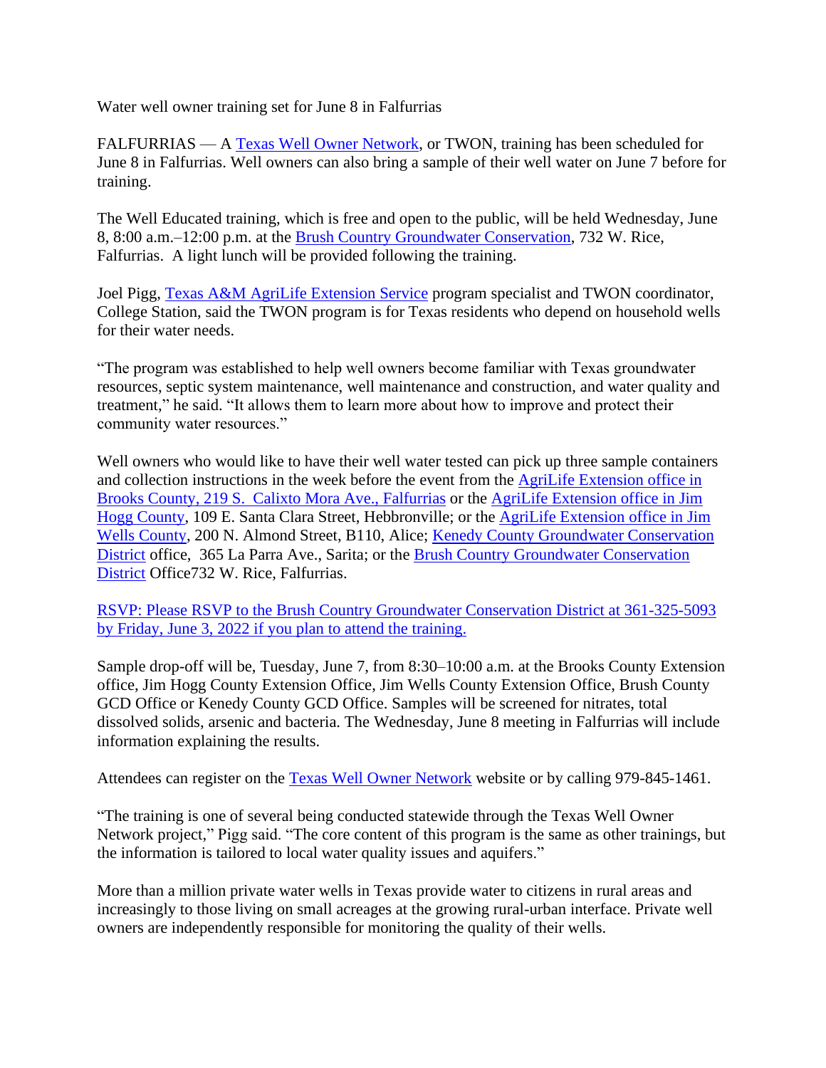Water well owner training set for June 8 in Falfurrias

FALFURRIAS — A Texas Well Owner Network, or TWON, training has been scheduled for June 8 in Falfurrias. Well owners can also bring a sample of their well water on June 7 before for training.

The Well Educated training, which is free and open to the public, will be held Wednesday, June 8, 8:00 a.m.–12:00 p.m. at the Brush Country Groundwater Conservation, 732 W. Rice, Falfurrias. A light lunch will be provided following the training.

Joel Pigg, Texas A&M AgriLife Extension Service program specialist and TWON coordinator, College Station, said the TWON program is for Texas residents who depend on household wells for their water needs.

"The program was established to help well owners become familiar with Texas groundwater resources, septic system maintenance, well maintenance and construction, and water quality and treatment," he said. "It allows them to learn more about how to improve and protect their community water resources."

Well owners who would like to have their well water tested can pick up three sample containers and collection instructions in the week before the event from the AgriLife Extension office in Brooks County, 219 S. Calixto Mora Ave., Falfurrias or the AgriLife Extension office in Jim Hogg County, 109 E. Santa Clara Street, Hebbronville; or the AgriLife Extension office in Jim Wells County, 200 N. Almond Street, B110, Alice; Kenedy County Groundwater Conservation District office, 365 La Parra Ave., Sarita; or the Brush Country Groundwater Conservation District Office732 W. Rice, Falfurrias.

RSVP: Please RSVP to the Brush Country Groundwater Conservation District at 361-325-5093 by Friday, June 3, 2022 if you plan to attend the training.

Sample drop-off will be, Tuesday, June 7, from 8:30–10:00 a.m. at the Brooks County Extension office, Jim Hogg County Extension Office, Jim Wells County Extension Office, Brush County GCD Office or Kenedy County GCD Office. Samples will be screened for nitrates, total dissolved solids, arsenic and bacteria. The Wednesday, June 8 meeting in Falfurrias will include information explaining the results.

Attendees can register on the Texas Well Owner Network website or by calling 979-845-1461.

"The training is one of several being conducted statewide through the Texas Well Owner Network project," Pigg said. "The core content of this program is the same as other trainings, but the information is tailored to local water quality issues and aquifers."

More than a million private water wells in Texas provide water to citizens in rural areas and increasingly to those living on small acreages at the growing rural-urban interface. Private well owners are independently responsible for monitoring the quality of their wells.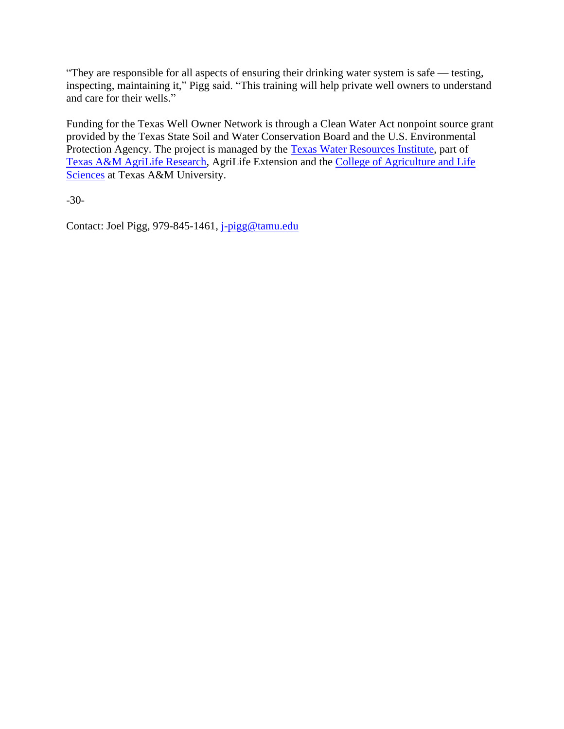"They are responsible for all aspects of ensuring their drinking water system is safe — testing, inspecting, maintaining it," Pigg said. "This training will help private well owners to understand and care for their wells."

Funding for the Texas Well Owner Network is through a Clean Water Act nonpoint source grant provided by the Texas State Soil and Water Conservation Board and the U.S. Environmental Protection Agency. The project is managed by the Texas Water Resources Institute, part of Texas A&M AgriLife Research, AgriLife Extension and the College of Agriculture and Life Sciences at Texas A&M University.

-30-

Contact: Joel Pigg, 979-845-1461, j-pigg@tamu.edu